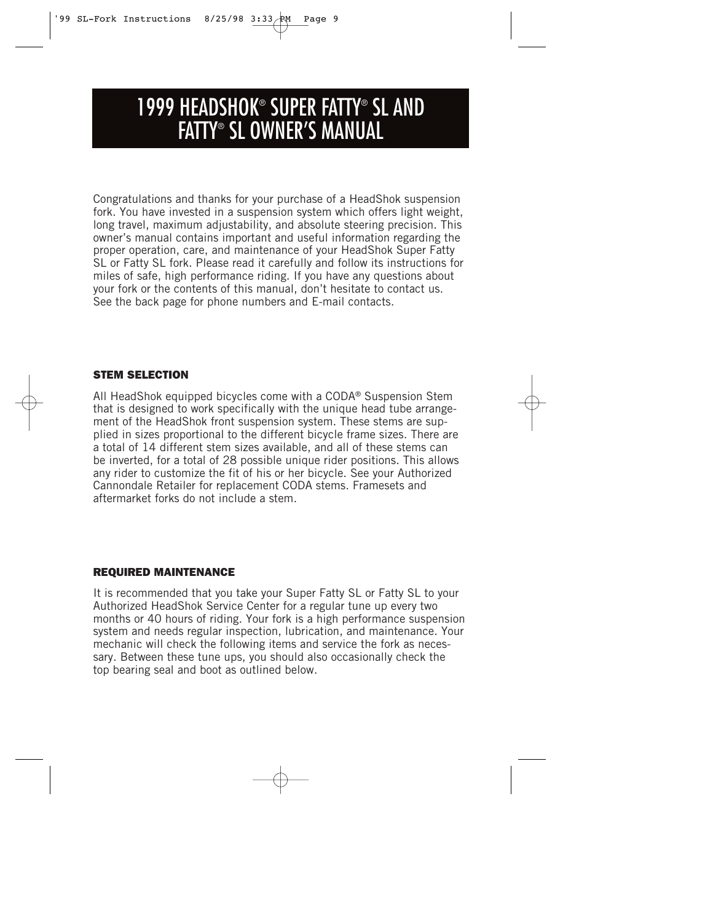# 1999 HEADSHOK® SUPER FATTY® SL AND FATTY® SL OWNER'S MANUAL

Congratulations and thanks for your purchase of a HeadShok suspension fork. You have invested in a suspension system which offers light weight, long travel, maximum adjustability, and absolute steering precision. This owner's manual contains important and useful information regarding the proper operation, care, and maintenance of your HeadShok Super Fatty SL or Fatty SL fork. Please read it carefully and follow its instructions for miles of safe, high performance riding. If you have any questions about your fork or the contents of this manual, don't hesitate to contact us. See the back page for phone numbers and E-mail contacts.

## STEM SELECTION

All HeadShok equipped bicycles come with a CODA® Suspension Stem that is designed to work specifically with the unique head tube arrangement of the HeadShok front suspension system. These stems are supplied in sizes proportional to the different bicycle frame sizes. There are a total of 14 different stem sizes available, and all of these stems can be inverted, for a total of 28 possible unique rider positions. This allows any rider to customize the fit of his or her bicycle. See your Authorized Cannondale Retailer for replacement CODA stems. Framesets and aftermarket forks do not include a stem.

## REQUIRED MAINTENANCE

It is recommended that you take your Super Fatty SL or Fatty SL to your Authorized HeadShok Service Center for a regular tune up every two months or 40 hours of riding. Your fork is a high performance suspension system and needs regular inspection, lubrication, and maintenance. Your mechanic will check the following items and service the fork as necessary. Between these tune ups, you should also occasionally check the top bearing seal and boot as outlined below.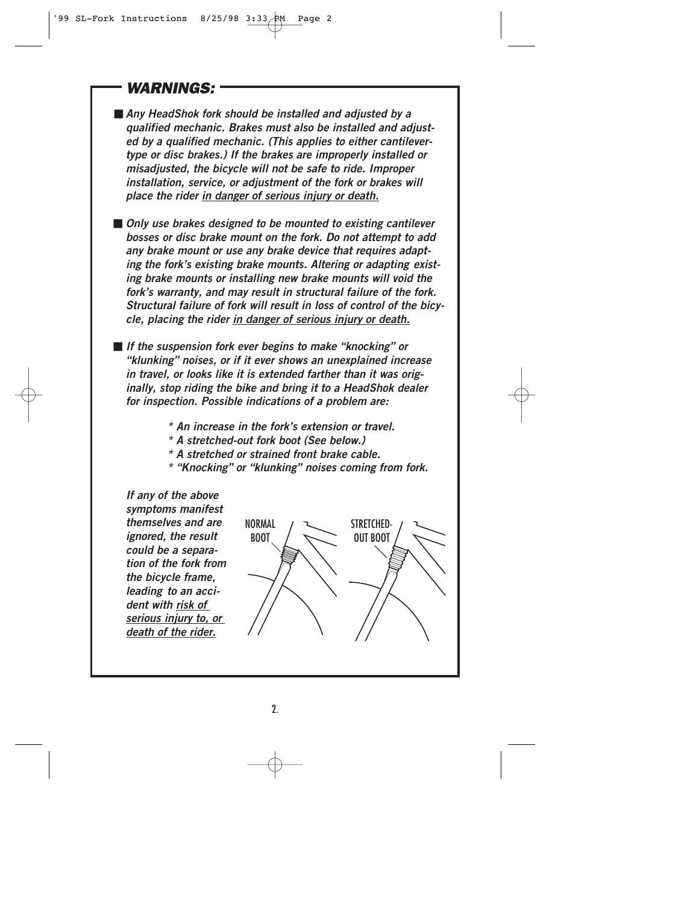## *WARNINGS:*

- ***Any HeadShok fork should be installed and adjusted by a qualified mechanic. Brakes must also be installed and adjusted by a qualified mechanic. (This applies to either cantilever-type or disc brakes.) If the brakes are improperly installed or misadjusted, the bicycle will not be safe to ride. Improper installation, service, or adjustment of the fork or brakes will place the rider <u>in danger of serious injury or death.</u>***

- ***Only use brakes designed to be mounted to existing cantilever bosses or disc brake mount on the fork. Do not attempt to add any brake mount or use any brake device that requires adapting the fork's existing brake mounts. Altering or adapting existing brake mounts or installing new brake mounts will void the fork's warranty, and may result in structural failure of the fork. Structural failure of fork will result in loss of control of the bicycle, placing the rider <u>in danger of serious injury or death.</u>***

- ***If the suspension fork ever begins to make "knocking" or "klunking" noises, or if it ever shows an unexplained increase in travel, or looks like it is extended farther than it was originally, stop riding the bike and bring it to a HeadShok dealer for inspection. Possible indications of a problem are:***

  ***\* An increase in the fork's extension or travel.***
  ***\* A stretched-out fork boot (See below.)***
  ***\* A stretched or strained front brake cable.***
  ***\* "Knocking" or "klunking" noises coming from fork.***

  ***If any of the above symptoms manifest themselves and are ignored, the result could be a separation of the fork from the bicycle frame, leading to an accident with <u>risk of serious injury to, or death of the rider.</u>***

NORMAL BOOT

STRETCHED-OUT BOOT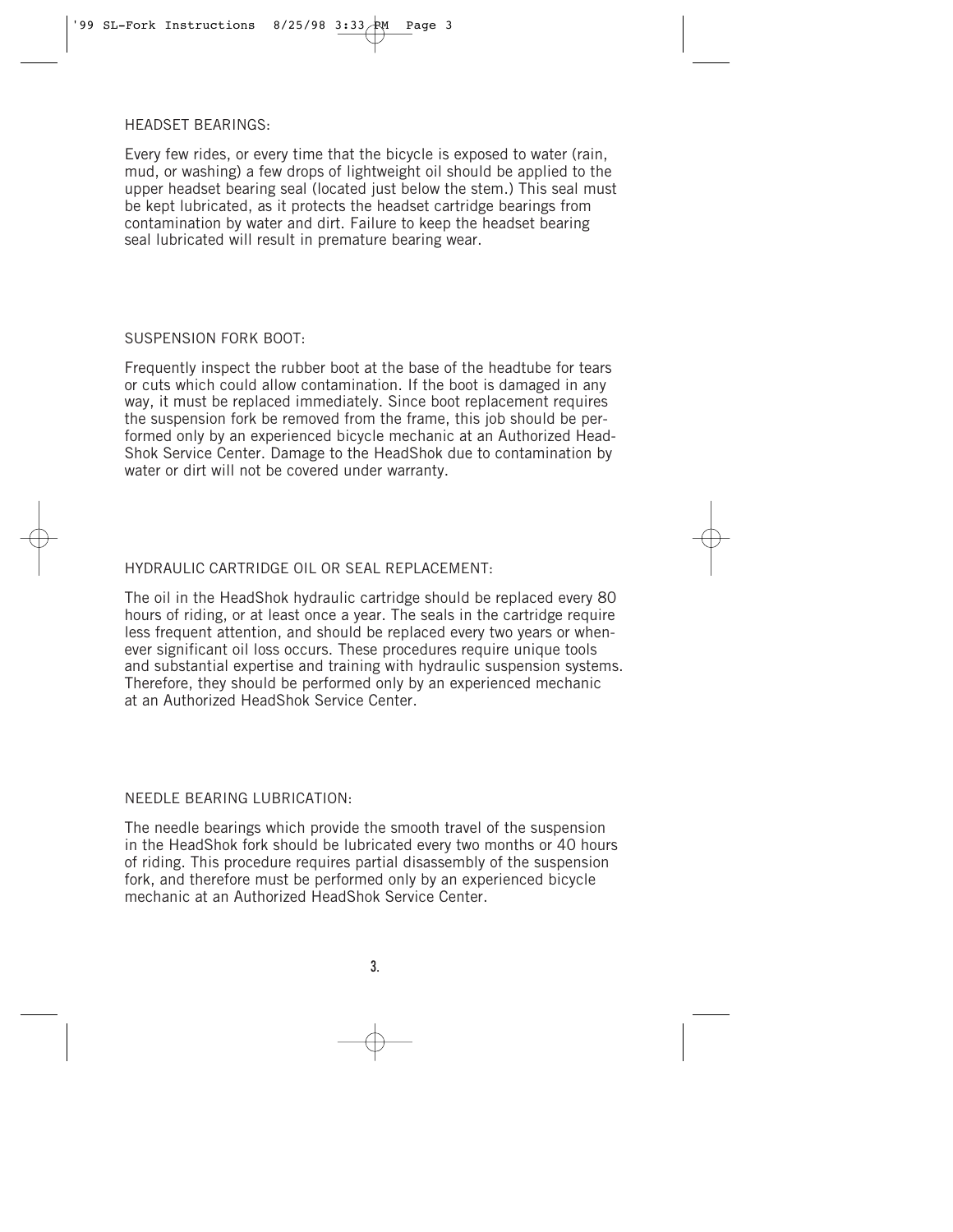## HEADSET BEARINGS:

Every few rides, or every time that the bicycle is exposed to water (rain, mud, or washing) a few drops of lightweight oil should be applied to the upper headset bearing seal (located just below the stem.) This seal must be kept lubricated, as it protects the headset cartridge bearings from contamination by water and dirt. Failure to keep the headset bearing seal lubricated will result in premature bearing wear.

## SUSPENSION FORK BOOT:

Frequently inspect the rubber boot at the base of the headtube for tears or cuts which could allow contamination. If the boot is damaged in any way, it must be replaced immediately. Since boot replacement requires the suspension fork be removed from the frame, this job should be performed only by an experienced bicycle mechanic at an Authorized HeadShok Service Center. Damage to the HeadShok due to contamination by water or dirt will not be covered under warranty.

## HYDRAULIC CARTRIDGE OIL OR SEAL REPLACEMENT:

The oil in the HeadShok hydraulic cartridge should be replaced every 80 hours of riding, or at least once a year. The seals in the cartridge require less frequent attention, and should be replaced every two years or whenever significant oil loss occurs. These procedures require unique tools and substantial expertise and training with hydraulic suspension systems. Therefore, they should be performed only by an experienced mechanic at an Authorized HeadShok Service Center.

## NEEDLE BEARING LUBRICATION:

The needle bearings which provide the smooth travel of the suspension in the HeadShok fork should be lubricated every two months or 40 hours of riding. This procedure requires partial disassembly of the suspension fork, and therefore must be performed only by an experienced bicycle mechanic at an Authorized HeadShok Service Center.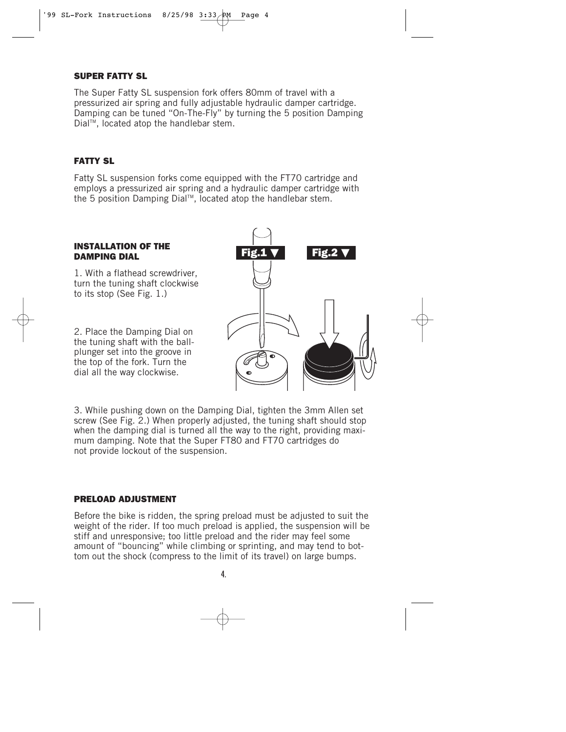### SUPER FATTY SL

The Super Fatty SL suspension fork offers 80mm of travel with a pressurized air spring and fully adjustable hydraulic damper cartridge. Damping can be tuned "On-The-Fly" by turning the 5 position Damping Dial™, located atop the handlebar stem.

### FATTY SL

Fatty SL suspension forks come equipped with the FT70 cartridge and employs a pressurized air spring and a hydraulic damper cartridge with the 5 position Damping Dial™, located atop the handlebar stem.

### INSTALLATION OF THE DAMPING DIAL

1. With a flathead screwdriver, turn the tuning shaft clockwise to its stop (See Fig. 1.)

2. Place the Damping Dial on the tuning shaft with the ball-plunger set into the groove in the top of the fork. Turn the dial all the way clockwise.

Fig.1 ▼ Fig.2 ▼

3. While pushing down on the Damping Dial, tighten the 3mm Allen set screw (See Fig. 2.) When properly adjusted, the tuning shaft should stop when the damping dial is turned all the way to the right, providing maximum damping. Note that the Super FT80 and FT70 cartridges do not provide lockout of the suspension.

### PRELOAD ADJUSTMENT

Before the bike is ridden, the spring preload must be adjusted to suit the weight of the rider. If too much preload is applied, the suspension will be stiff and unresponsive; too little preload and the rider may feel some amount of "bouncing" while climbing or sprinting, and may tend to bottom out the shock (compress to the limit of its travel) on large bumps.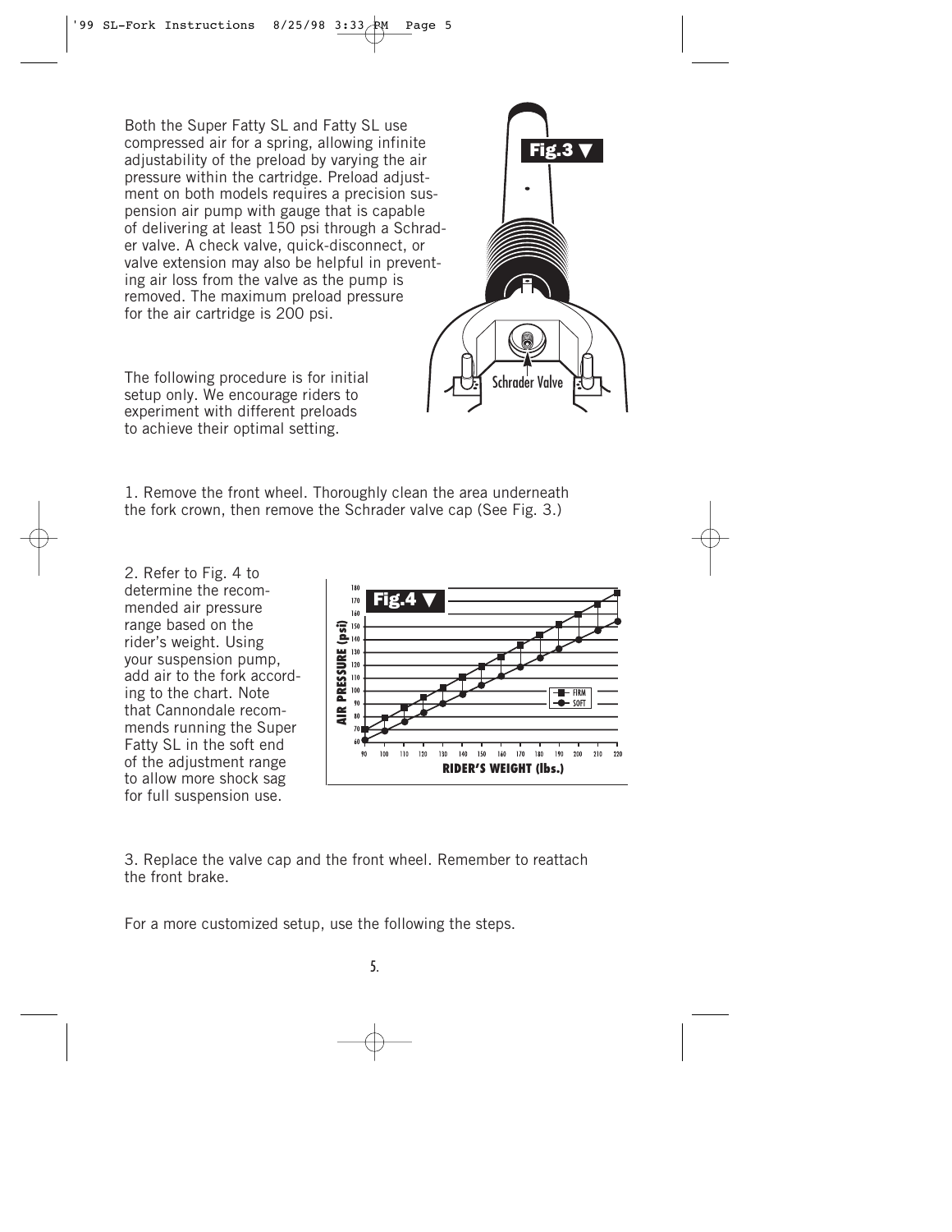Both the Super Fatty SL and Fatty SL use compressed air for a spring, allowing infinite adjustability of the preload by varying the air pressure within the cartridge. Preload adjustment on both models requires a precision suspension air pump with gauge that is capable of delivering at least 150 psi through a Schrader valve. A check valve, quick-disconnect, or valve extension may also be helpful in preventing air loss from the valve as the pump is removed. The maximum preload pressure for the air cartridge is 200 psi.

The following procedure is for initial setup only. We encourage riders to experiment with different preloads to achieve their optimal setting.

**Fig.3 ▼**

Schrader Valve

1. Remove the front wheel. Thoroughly clean the area underneath the fork crown, then remove the Schrader valve cap (See Fig. 3.)

2. Refer to Fig. 4 to determine the recommended air pressure range based on the rider's weight. Using your suspension pump, add air to the fork according to the chart. Note that Cannondale recommends running the Super Fatty SL in the soft end of the adjustment range to allow more shock sag for full suspension use.

**Fig.4 ▼**

AIR PRESSURE (psi) vs. RIDER'S WEIGHT (lbs.) — FIRM / SOFT

3. Replace the valve cap and the front wheel. Remember to reattach the front brake.

For a more customized setup, use the following the steps.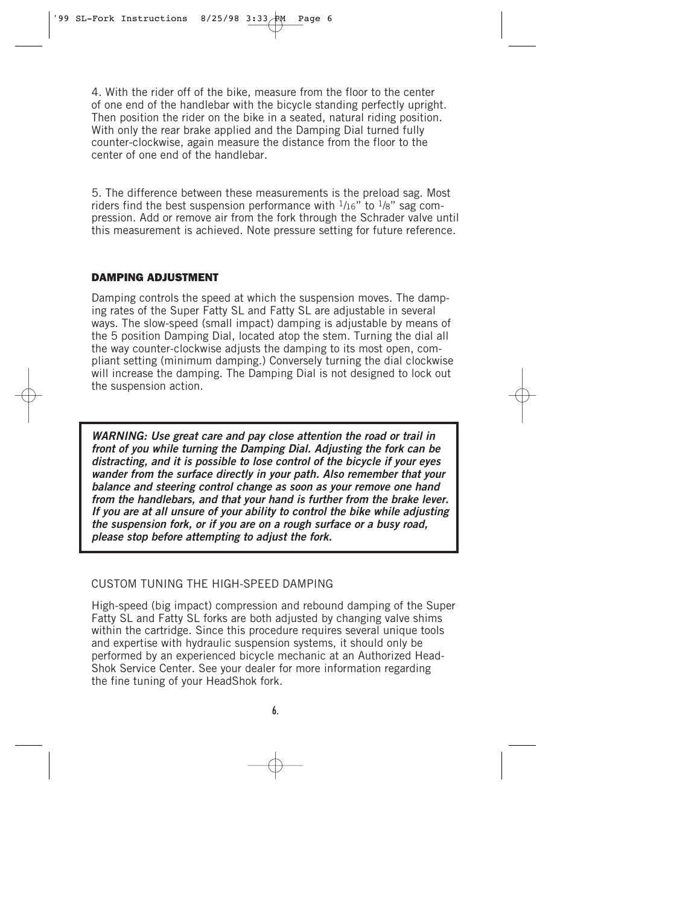4. With the rider off of the bike, measure from the floor to the center of one end of the handlebar with the bicycle standing perfectly upright. Then position the rider on the bike in a seated, natural riding position. With only the rear brake applied and the Damping Dial turned fully counter-clockwise, again measure the distance from the floor to the center of one end of the handlebar.

5. The difference between these measurements is the preload sag. Most riders find the best suspension performance with 1/16" to 1/8" sag compression. Add or remove air from the fork through the Schrader valve until this measurement is achieved. Note pressure setting for future reference.

### DAMPING ADJUSTMENT

Damping controls the speed at which the suspension moves. The damping rates of the Super Fatty SL and Fatty SL are adjustable in several ways. The slow-speed (small impact) damping is adjustable by means of the 5 position Damping Dial, located atop the stem. Turning the dial all the way counter-clockwise adjusts the damping to its most open, compliant setting (minimum damping.) Conversely turning the dial clockwise will increase the damping. The Damping Dial is not designed to lock out the suspension action.

***WARNING: Use great care and pay close attention the road or trail in front of you while turning the Damping Dial. Adjusting the fork can be distracting, and it is possible to lose control of the bicycle if your eyes wander from the surface directly in your path. Also remember that your balance and steering control change as soon as your remove one hand from the handlebars, and that your hand is further from the brake lever. If you are at all unsure of your ability to control the bike while adjusting the suspension fork, or if you are on a rough surface or a busy road, please stop before attempting to adjust the fork.***

#### CUSTOM TUNING THE HIGH-SPEED DAMPING

High-speed (big impact) compression and rebound damping of the Super Fatty SL and Fatty SL forks are both adjusted by changing valve shims within the cartridge. Since this procedure requires several unique tools and expertise with hydraulic suspension systems, it should only be performed by an experienced bicycle mechanic at an Authorized Head-Shok Service Center. See your dealer for more information regarding the fine tuning of your HeadShok fork.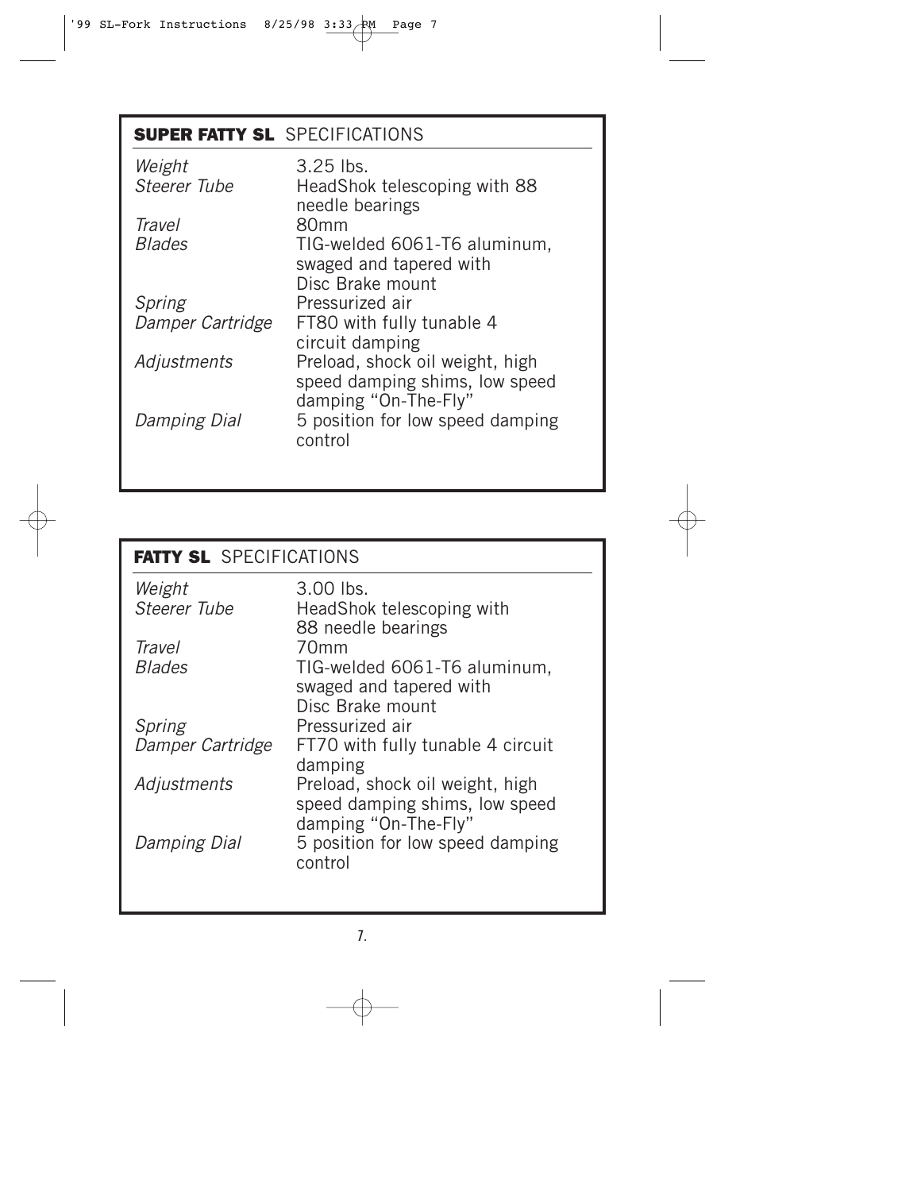## **SUPER FATTY SL** SPECIFICATIONS

| | |
|---|---|
| *Weight* | 3.25 lbs. |
| *Steerer Tube* | HeadShok telescoping with 88 needle bearings |
| *Travel* | 80mm |
| *Blades* | TIG-welded 6061-T6 aluminum, swaged and tapered with Disc Brake mount |
| *Spring* | Pressurized air |
| *Damper Cartridge* | FT80 with fully tunable 4 circuit damping |
| *Adjustments* | Preload, shock oil weight, high speed damping shims, low speed damping "On-The-Fly" |
| *Damping Dial* | 5 position for low speed damping control |

## **FATTY SL** SPECIFICATIONS

| | |
|---|---|
| *Weight* | 3.00 lbs. |
| *Steerer Tube* | HeadShok telescoping with 88 needle bearings |
| *Travel* | 70mm |
| *Blades* | TIG-welded 6061-T6 aluminum, swaged and tapered with Disc Brake mount |
| *Spring* | Pressurized air |
| *Damper Cartridge* | FT70 with fully tunable 4 circuit damping |
| *Adjustments* | Preload, shock oil weight, high speed damping shims, low speed damping "On-The-Fly" |
| *Damping Dial* | 5 position for low speed damping control |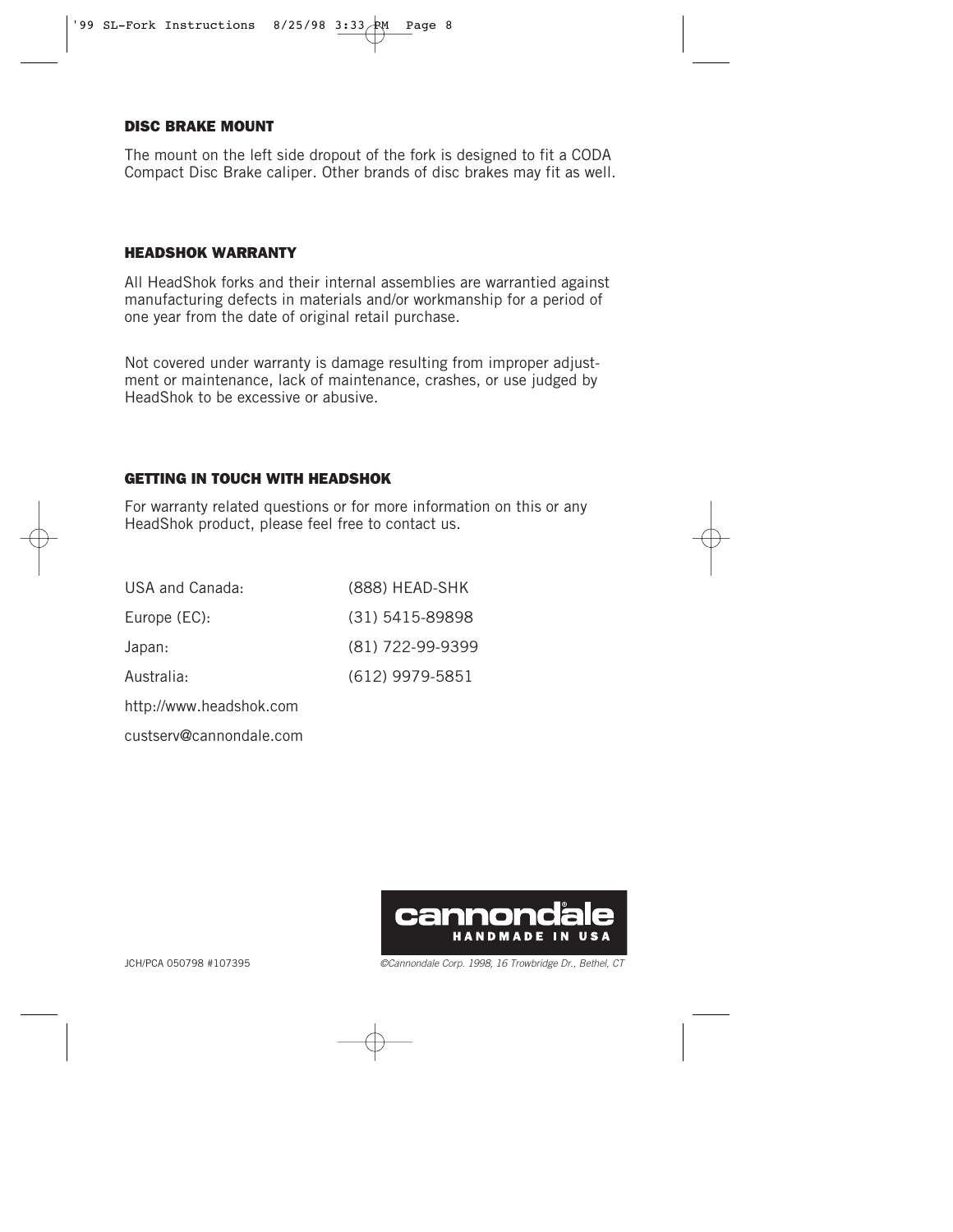### DISC BRAKE MOUNT

The mount on the left side dropout of the fork is designed to fit a CODA Compact Disc Brake caliper. Other brands of disc brakes may fit as well.

### HEADSHOK WARRANTY

All HeadShok forks and their internal assemblies are warrantied against manufacturing defects in materials and/or workmanship for a period of one year from the date of original retail purchase.

Not covered under warranty is damage resulting from improper adjustment or maintenance, lack of maintenance, crashes, or use judged by HeadShok to be excessive or abusive.

### GETTING IN TOUCH WITH HEADSHOK

For warranty related questions or for more information on this or any HeadShok product, please feel free to contact us.

| | |
|---|---|
| USA and Canada: | (888) HEAD-SHK |
| Europe (EC): | (31) 5415-89898 |
| Japan: | (81) 722-99-9399 |
| Australia: | (612) 9979-5851 |

http://www.headshok.com

custserv@cannondale.com

cannondale® HANDMADE IN USA

JCH/PCA 050798 #107395

*©Cannondale Corp. 1998, 16 Trowbridge Dr., Bethel, CT*